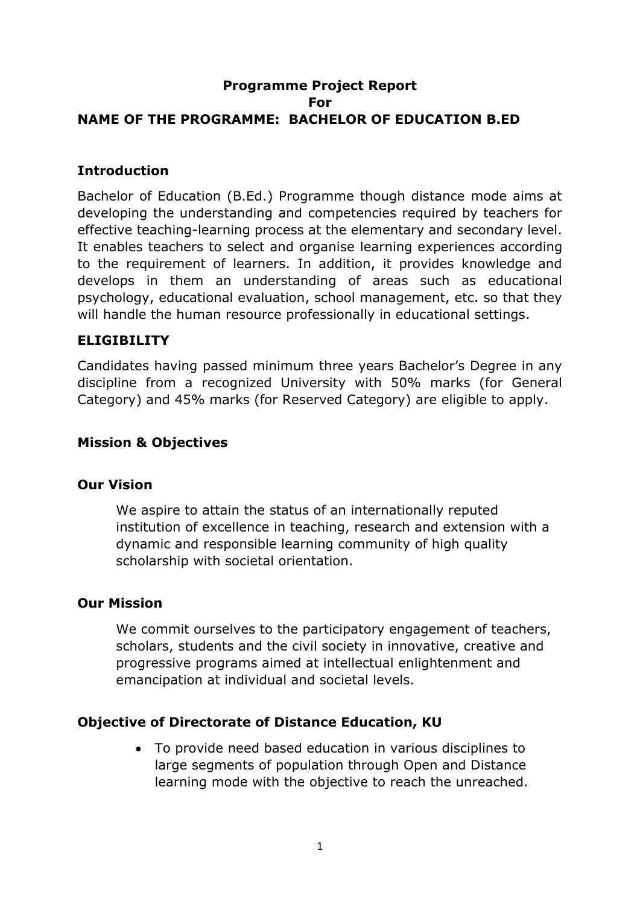# Programme Project Report
# For
# NAME OF THE PROGRAMME: BACHELOR OF EDUCATION B.ED

## Introduction

Bachelor of Education (B.Ed.) Programme though distance mode aims at developing the understanding and competencies required by teachers for effective teaching-learning process at the elementary and secondary level. It enables teachers to select and organise learning experiences according to the requirement of learners. In addition, it provides knowledge and develops in them an understanding of areas such as educational psychology, educational evaluation, school management, etc. so that they will handle the human resource professionally in educational settings.

## ELIGIBILITY

Candidates having passed minimum three years Bachelor's Degree in any discipline from a recognized University with 50% marks (for General Category) and 45% marks (for Reserved Category) are eligible to apply.

## Mission & Objectives

### Our Vision

We aspire to attain the status of an internationally reputed institution of excellence in teaching, research and extension with a dynamic and responsible learning community of high quality scholarship with societal orientation.

### Our Mission

We commit ourselves to the participatory engagement of teachers, scholars, students and the civil society in innovative, creative and progressive programs aimed at intellectual enlightenment and emancipation at individual and societal levels.

### Objective of Directorate of Distance Education, KU

- To provide need based education in various disciplines to large segments of population through Open and Distance learning mode with the objective to reach the unreached.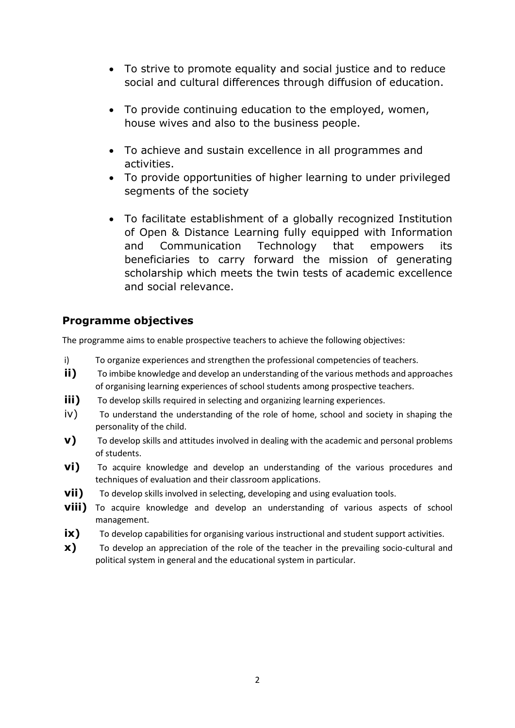- To strive to promote equality and social justice and to reduce social and cultural differences through diffusion of education.
- To provide continuing education to the employed, women, house wives and also to the business people.
- To achieve and sustain excellence in all programmes and activities.
- To provide opportunities of higher learning to under privileged segments of the society
- To facilitate establishment of a globally recognized Institution of Open & Distance Learning fully equipped with Information and Communication Technology that empowers its beneficiaries to carry forward the mission of generating scholarship which meets the twin tests of academic excellence and social relevance.

## Programme objectives

The programme aims to enable prospective teachers to achieve the following objectives:

i) To organize experiences and strengthen the professional competencies of teachers.

**ii)** To imbibe knowledge and develop an understanding of the various methods and approaches of organising learning experiences of school students among prospective teachers.

**iii)** To develop skills required in selecting and organizing learning experiences.

iv) To understand the understanding of the role of home, school and society in shaping the personality of the child.

**v)** To develop skills and attitudes involved in dealing with the academic and personal problems of students.

**vi)** To acquire knowledge and develop an understanding of the various procedures and techniques of evaluation and their classroom applications.

**vii)** To develop skills involved in selecting, developing and using evaluation tools.

**viii)** To acquire knowledge and develop an understanding of various aspects of school management.

**ix)** To develop capabilities for organising various instructional and student support activities.

**x)** To develop an appreciation of the role of the teacher in the prevailing socio-cultural and political system in general and the educational system in particular.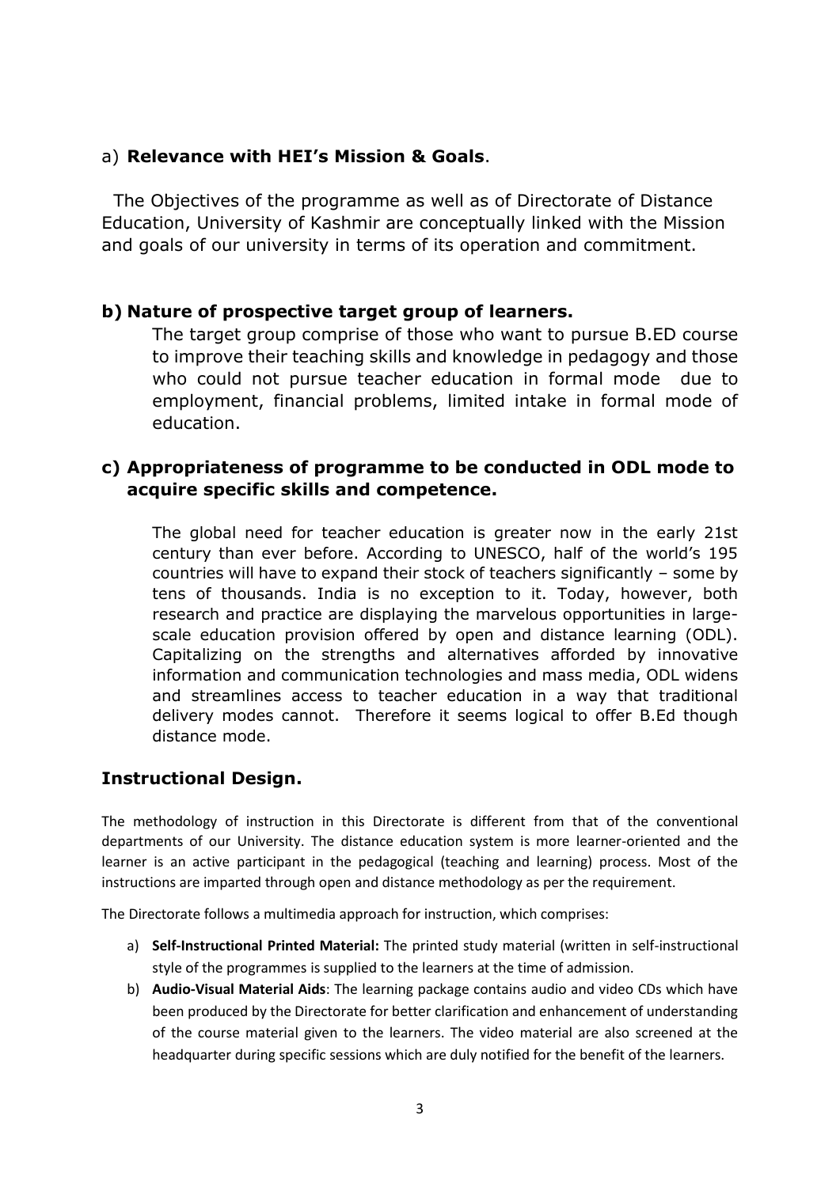a) **Relevance with HEI's Mission & Goals**.

The Objectives of the programme as well as of Directorate of Distance Education, University of Kashmir are conceptually linked with the Mission and goals of our university in terms of its operation and commitment.

**b) Nature of prospective target group of learners.**

The target group comprise of those who want to pursue B.ED course to improve their teaching skills and knowledge in pedagogy and those who could not pursue teacher education in formal mode due to employment, financial problems, limited intake in formal mode of education.

**c) Appropriateness of programme to be conducted in ODL mode to acquire specific skills and competence.**

The global need for teacher education is greater now in the early 21st century than ever before. According to UNESCO, half of the world's 195 countries will have to expand their stock of teachers significantly – some by tens of thousands. India is no exception to it. Today, however, both research and practice are displaying the marvelous opportunities in large-scale education provision offered by open and distance learning (ODL). Capitalizing on the strengths and alternatives afforded by innovative information and communication technologies and mass media, ODL widens and streamlines access to teacher education in a way that traditional delivery modes cannot. Therefore it seems logical to offer B.Ed though distance mode.

## Instructional Design.

The methodology of instruction in this Directorate is different from that of the conventional departments of our University. The distance education system is more learner-oriented and the learner is an active participant in the pedagogical (teaching and learning) process. Most of the instructions are imparted through open and distance methodology as per the requirement.

The Directorate follows a multimedia approach for instruction, which comprises:

a) **Self-Instructional Printed Material:** The printed study material (written in self-instructional style of the programmes is supplied to the learners at the time of admission.

b) **Audio-Visual Material Aids**: The learning package contains audio and video CDs which have been produced by the Directorate for better clarification and enhancement of understanding of the course material given to the learners. The video material are also screened at the headquarter during specific sessions which are duly notified for the benefit of the learners.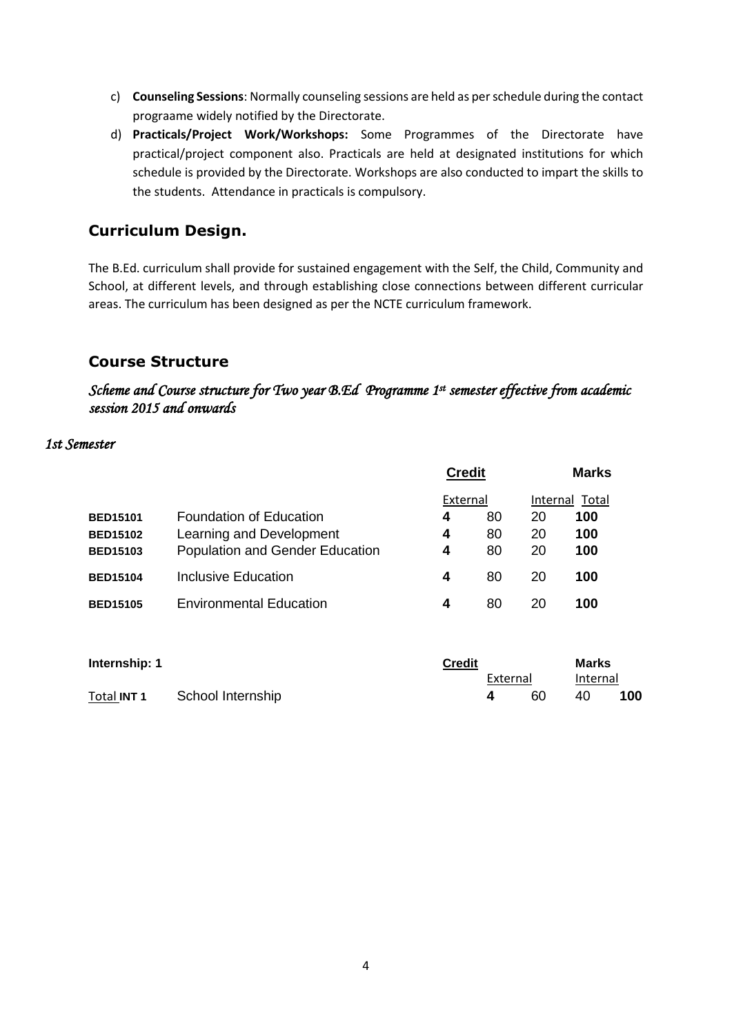c) **Counseling Sessions**: Normally counseling sessions are held as per schedule during the contact prograame widely notified by the Directorate.

d) **Practicals/Project Work/Workshops:** Some Programmes of the Directorate have practical/project component also. Practicals are held at designated institutions for which schedule is provided by the Directorate. Workshops are also conducted to impart the skills to the students. Attendance in practicals is compulsory.

## Curriculum Design.

The B.Ed. curriculum shall provide for sustained engagement with the Self, the Child, Community and School, at different levels, and through establishing close connections between different curricular areas. The curriculum has been designed as per the NCTE curriculum framework.

## Course Structure

### *Scheme and Course structure for Two year B.Ed Programme 1st semester effective from academic session 2015 and onwards*

*1st Semester*

| | | Credit | Marks | | |
|---|---|---|---|---|---|
| | | | External | Internal | Total |
| **BED15101** | Foundation of Education | **4** | 80 | 20 | **100** |
| **BED15102** | Learning and Development | **4** | 80 | 20 | **100** |
| **BED15103** | Population and Gender Education | **4** | 80 | 20 | **100** |
| **BED15104** | Inclusive Education | **4** | 80 | 20 | **100** |
| **BED15105** | Environmental Education | **4** | 80 | 20 | **100** |

| **Internship: 1** | | Credit | Marks | | |
|---|---|---|---|---|---|
| | | | External | Internal | Total |
| **INT 1** | School Internship | **4** | 60 | 40 | **100** |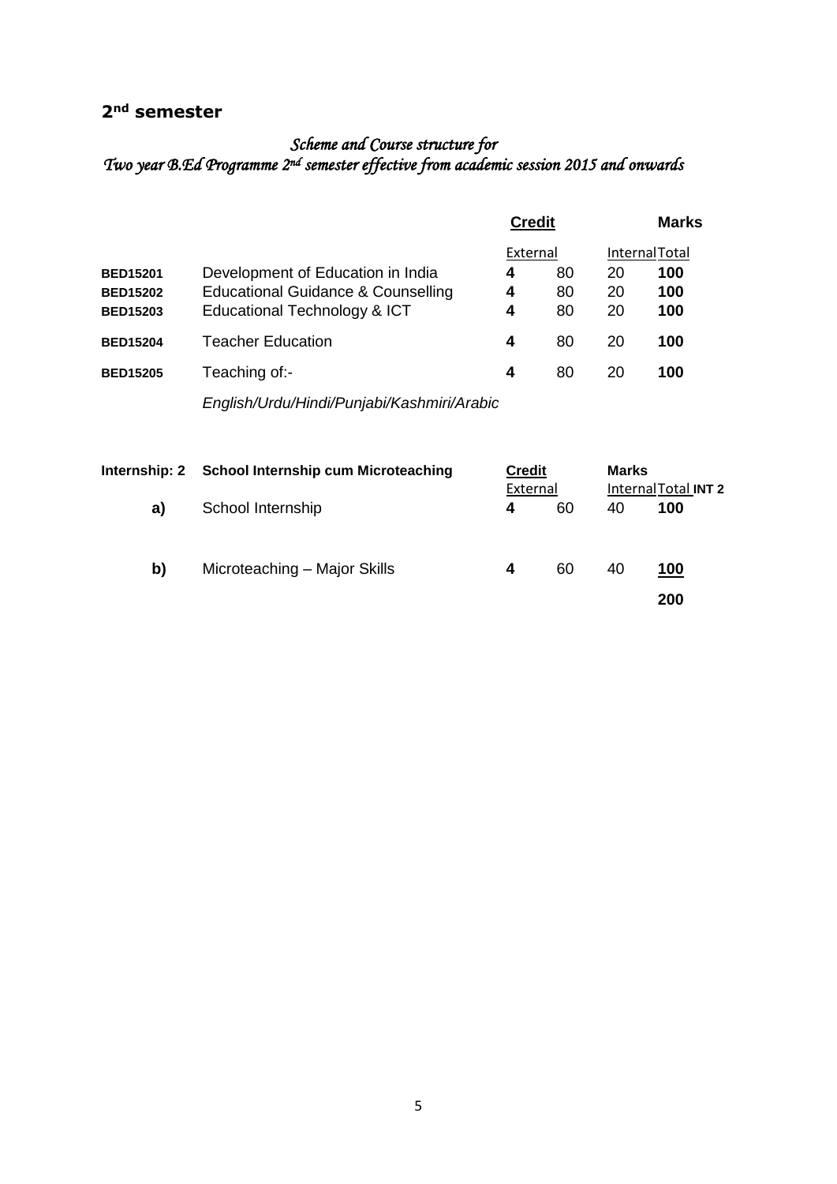## 2nd semester

### *Scheme and Course structure for*
### *Two year B.Ed Programme 2nd semester effective from academic session 2015 and onwards*

| | | Credit | | | Marks |
|---|---|---|---|---|---|
| | | External | | Internal | Total |
| **BED15201** | Development of Education in India | **4** | 80 | 20 | **100** |
| **BED15202** | Educational Guidance & Counselling | **4** | 80 | 20 | **100** |
| **BED15203** | Educational Technology & ICT | **4** | 80 | 20 | **100** |
| **BED15204** | Teacher Education | **4** | 80 | 20 | **100** |
| **BED15205** | Teaching of:- *English/Urdu/Hindi/Punjabi/Kashmiri/Arabic* | **4** | 80 | 20 | **100** |

| **Internship: 2** | **School Internship cum Microteaching** | **Credit** | | **Marks** | |
|---|---|---|---|---|---|
| | | External | | Internal | Total **INT 2** |
| **a)** | School Internship | **4** | 60 | 40 | **100** |
| **b)** | Microteaching – Major Skills | **4** | 60 | 40 | **100** |
| | | | | | **200** |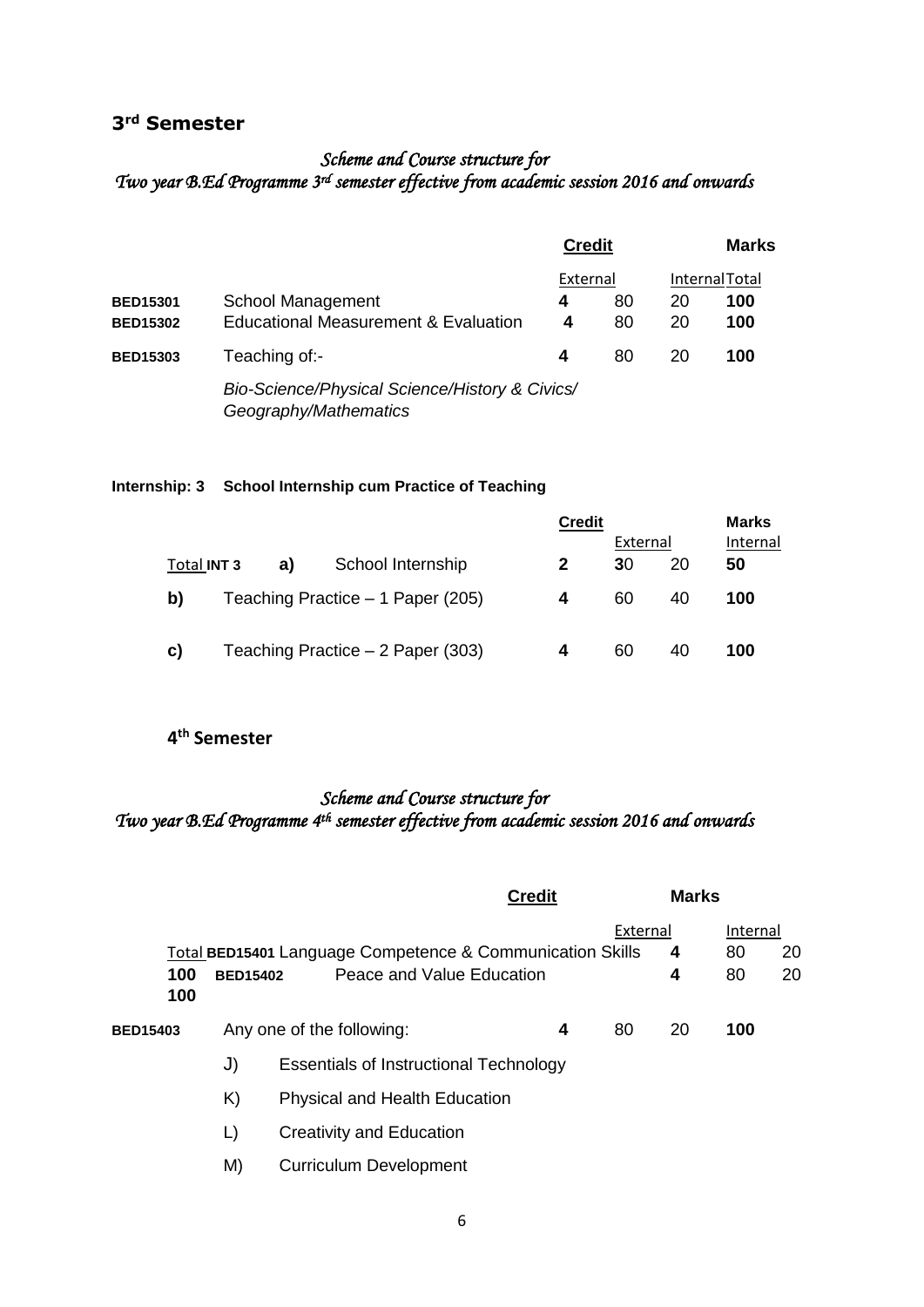## 3rd Semester

*Scheme and Course structure for*
*Two year B.Ed Programme 3rd semester effective from academic session 2016 and onwards*

| Code | Course | Credit | External | Internal | Total |
|---|---|---|---|---|---|
| **BED15301** | School Management | **4** | 80 | 20 | **100** |
| **BED15302** | Educational Measurement & Evaluation | **4** | 80 | 20 | **100** |
| **BED15303** | Teaching of:- *Bio-Science/Physical Science/History & Civics/ Geography/Mathematics* | **4** | 80 | 20 | **100** |

**Internship: 3 School Internship cum Practice of Teaching**

| Code | | Course | Credit | External | Internal | Total |
|---|---|---|---|---|---|---|
| **INT 3** | **a)** | School Internship | **2** | **3**0 | 20 | **50** |
| | **b)** | Teaching Practice – 1 Paper (205) | **4** | 60 | 40 | **100** |
| | **c)** | Teaching Practice – 2 Paper (303) | **4** | 60 | 40 | **100** |

## 4th Semester

*Scheme and Course structure for*
*Two year B.Ed Programme 4th semester effective from academic session 2016 and onwards*

| Code | Course | Credit | External | Internal | Total |
|---|---|---|---|---|---|
| **BED15401** | Language Competence & Communication Skills | **4** | 80 | 20 | **100** |
| **BED15402** | Peace and Value Education | **4** | 80 | 20 | **100** |
| **BED15403** | Any one of the following: | **4** | 80 | 20 | **100** |

J) Essentials of Instructional Technology

K) Physical and Health Education

L) Creativity and Education

M) Curriculum Development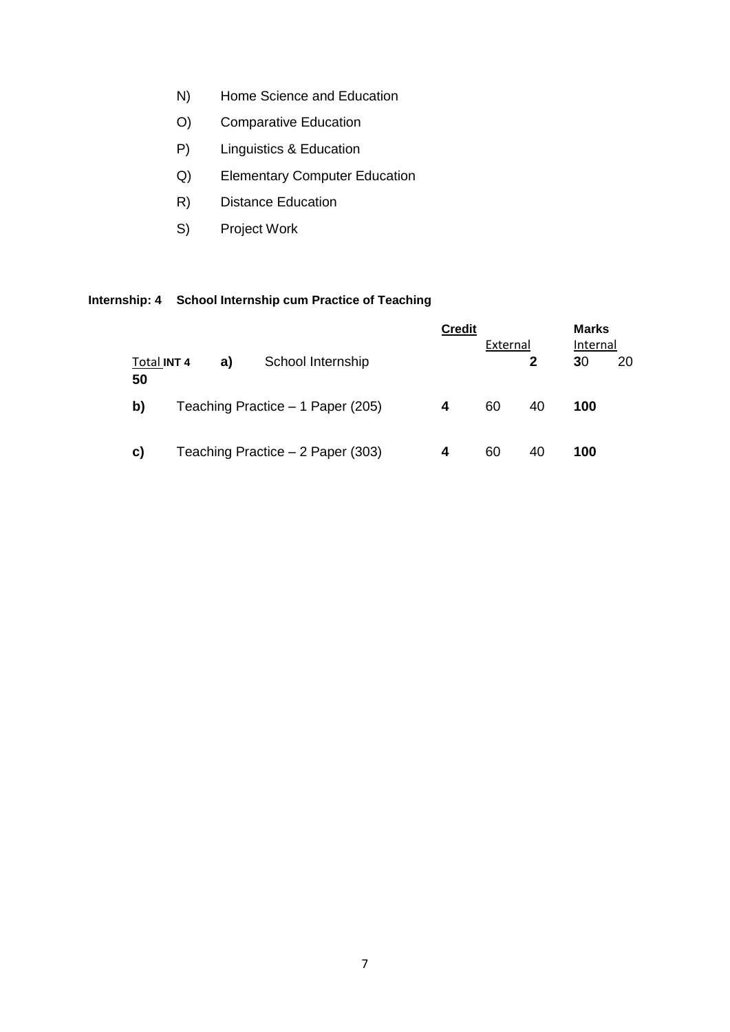N) Home Science and Education

O) Comparative Education

P) Linguistics & Education

Q) Elementary Computer Education

R) Distance Education

S) Project Work

**Internship: 4 School Internship cum Practice of Teaching**

| | | Credit | External | Internal | Marks Total |
|---|---|---|---|---|---|
| **INT 4** | **a)** School Internship | **2** | **3**0 | 20 | **50** |
| | **b)** Teaching Practice – 1 Paper (205) | **4** | 60 | 40 | **100** |
| | **c)** Teaching Practice – 2 Paper (303) | **4** | 60 | 40 | **100** |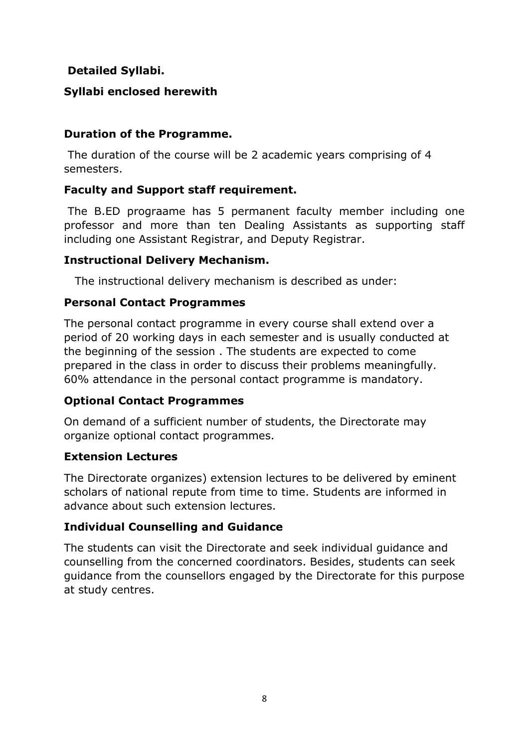**Detailed Syllabi.**

**Syllabi enclosed herewith**

**Duration of the Programme.**

The duration of the course will be 2 academic years comprising of 4 semesters.

**Faculty and Support staff requirement.**

The B.ED prograame has 5 permanent faculty member including one professor and more than ten Dealing Assistants as supporting staff including one Assistant Registrar, and Deputy Registrar.

**Instructional Delivery Mechanism.**

The instructional delivery mechanism is described as under:

**Personal Contact Programmes**

The personal contact programme in every course shall extend over a period of 20 working days in each semester and is usually conducted at the beginning of the session . The students are expected to come prepared in the class in order to discuss their problems meaningfully. 60% attendance in the personal contact programme is mandatory.

**Optional Contact Programmes**

On demand of a sufficient number of students, the Directorate may organize optional contact programmes.

**Extension Lectures**

The Directorate organizes) extension lectures to be delivered by eminent scholars of national repute from time to time. Students are informed in advance about such extension lectures.

**Individual Counselling and Guidance**

The students can visit the Directorate and seek individual guidance and counselling from the concerned coordinators. Besides, students can seek guidance from the counsellors engaged by the Directorate for this purpose at study centres.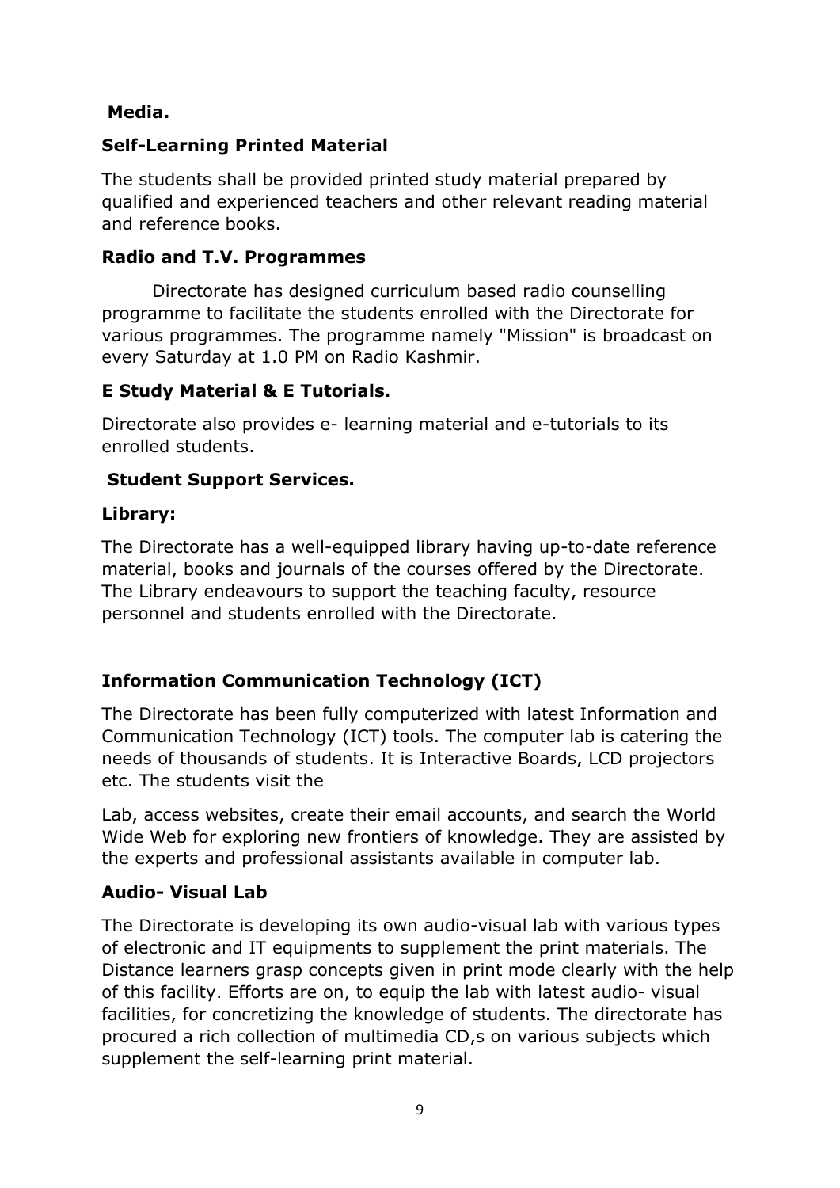**Media.**

**Self-Learning Printed Material**

The students shall be provided printed study material prepared by qualified and experienced teachers and other relevant reading material and reference books.

**Radio and T.V. Programmes**

Directorate has designed curriculum based radio counselling programme to facilitate the students enrolled with the Directorate for various programmes. The programme namely "Mission" is broadcast on every Saturday at 1.0 PM on Radio Kashmir.

**E Study Material & E Tutorials.**

Directorate also provides e- learning material and e-tutorials to its enrolled students.

**Student Support Services.**

**Library:**

The Directorate has a well-equipped library having up-to-date reference material, books and journals of the courses offered by the Directorate. The Library endeavours to support the teaching faculty, resource personnel and students enrolled with the Directorate.

**Information Communication Technology (ICT)**

The Directorate has been fully computerized with latest Information and Communication Technology (ICT) tools. The computer lab is catering the needs of thousands of students. It is Interactive Boards, LCD projectors etc. The students visit the

Lab, access websites, create their email accounts, and search the World Wide Web for exploring new frontiers of knowledge. They are assisted by the experts and professional assistants available in computer lab.

**Audio- Visual Lab**

The Directorate is developing its own audio-visual lab with various types of electronic and IT equipments to supplement the print materials. The Distance learners grasp concepts given in print mode clearly with the help of this facility. Efforts are on, to equip the lab with latest audio- visual facilities, for concretizing the knowledge of students. The directorate has procured a rich collection of multimedia CD,s on various subjects which supplement the self-learning print material.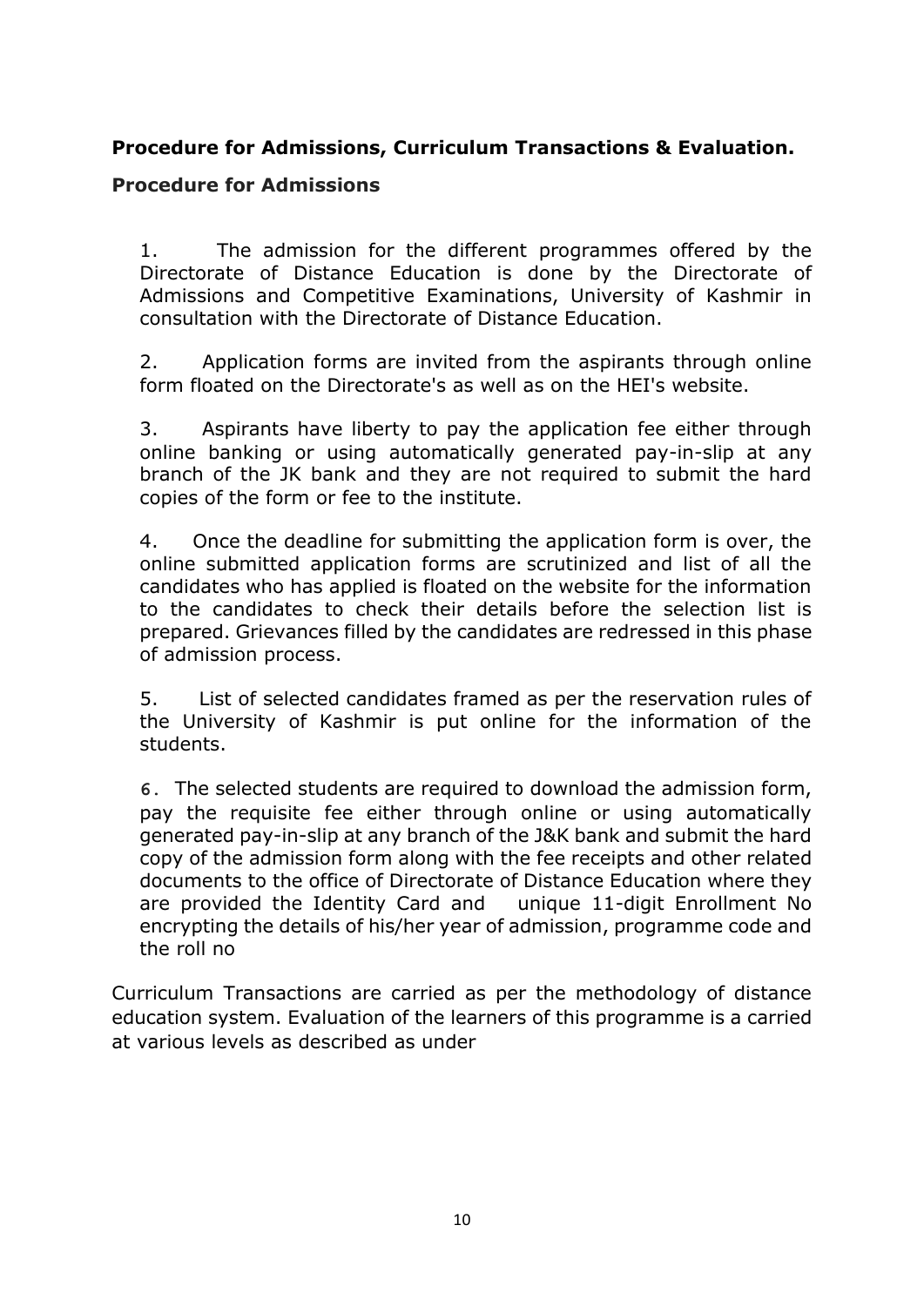**Procedure for Admissions, Curriculum Transactions & Evaluation.**

**Procedure for Admissions**

1. The admission for the different programmes offered by the Directorate of Distance Education is done by the Directorate of Admissions and Competitive Examinations, University of Kashmir in consultation with the Directorate of Distance Education.

2. Application forms are invited from the aspirants through online form floated on the Directorate's as well as on the HEI's website.

3. Aspirants have liberty to pay the application fee either through online banking or using automatically generated pay-in-slip at any branch of the JK bank and they are not required to submit the hard copies of the form or fee to the institute.

4. Once the deadline for submitting the application form is over, the online submitted application forms are scrutinized and list of all the candidates who has applied is floated on the website for the information to the candidates to check their details before the selection list is prepared. Grievances filled by the candidates are redressed in this phase of admission process.

5. List of selected candidates framed as per the reservation rules of the University of Kashmir is put online for the information of the students.

6. The selected students are required to download the admission form, pay the requisite fee either through online or using automatically generated pay-in-slip at any branch of the J&K bank and submit the hard copy of the admission form along with the fee receipts and other related documents to the office of Directorate of Distance Education where they are provided the Identity Card and unique 11-digit Enrollment No encrypting the details of his/her year of admission, programme code and the roll no

Curriculum Transactions are carried as per the methodology of distance education system. Evaluation of the learners of this programme is a carried at various levels as described as under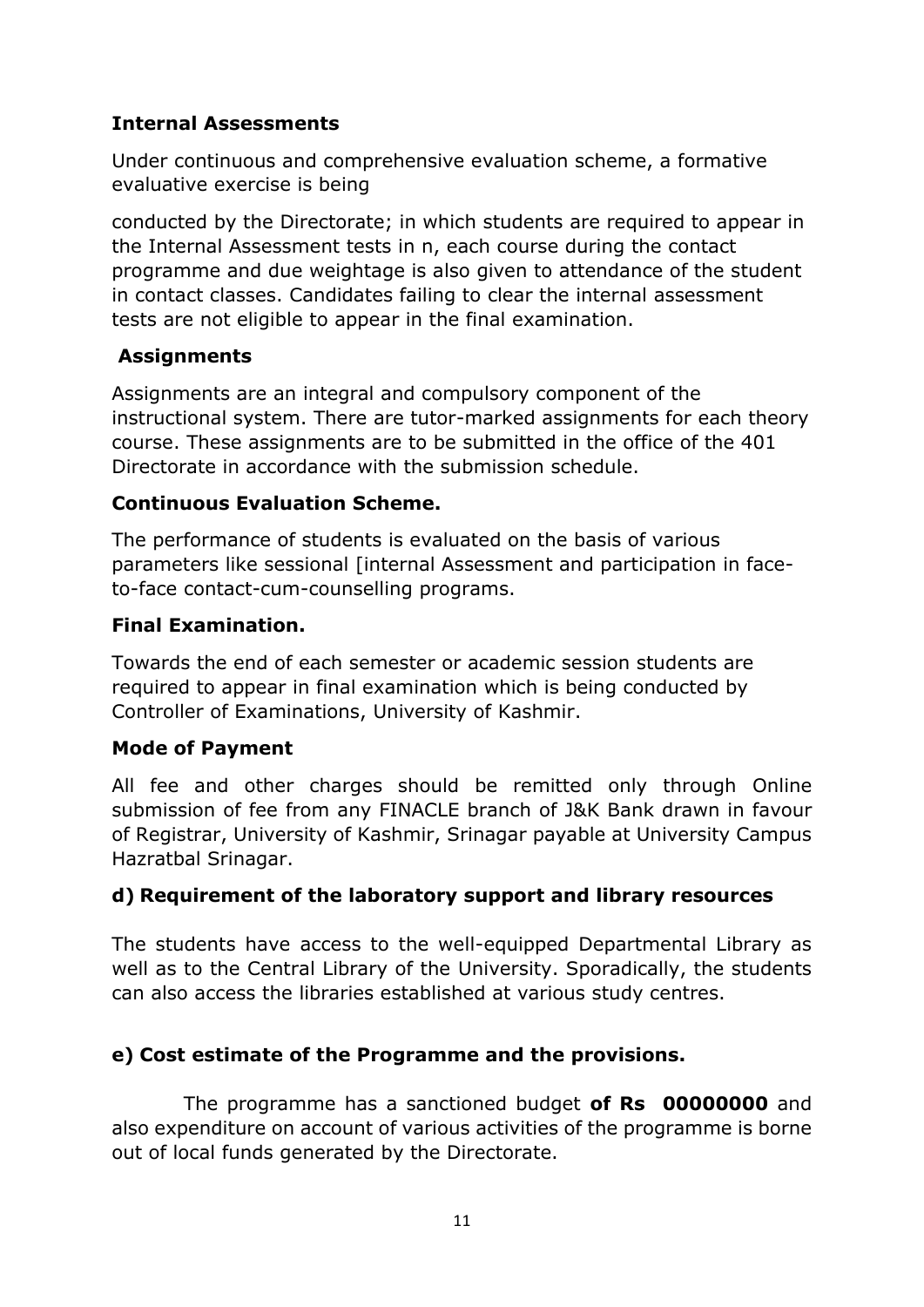**Internal Assessments**

Under continuous and comprehensive evaluation scheme, a formative evaluative exercise is being

conducted by the Directorate; in which students are required to appear in the Internal Assessment tests in n, each course during the contact programme and due weightage is also given to attendance of the student in contact classes. Candidates failing to clear the internal assessment tests are not eligible to appear in the final examination.

**Assignments**

Assignments are an integral and compulsory component of the instructional system. There are tutor-marked assignments for each theory course. These assignments are to be submitted in the office of the 401 Directorate in accordance with the submission schedule.

**Continuous Evaluation Scheme.**

The performance of students is evaluated on the basis of various parameters like sessional [internal Assessment and participation in face-to-face contact-cum-counselling programs.

**Final Examination.**

Towards the end of each semester or academic session students are required to appear in final examination which is being conducted by Controller of Examinations, University of Kashmir.

**Mode of Payment**

All fee and other charges should be remitted only through Online submission of fee from any FINACLE branch of J&K Bank drawn in favour of Registrar, University of Kashmir, Srinagar payable at University Campus Hazratbal Srinagar.

**d) Requirement of the laboratory support and library resources**

The students have access to the well-equipped Departmental Library as well as to the Central Library of the University. Sporadically, the students can also access the libraries established at various study centres.

**e) Cost estimate of the Programme and the provisions.**

The programme has a sanctioned budget **of Rs 00000000** and also expenditure on account of various activities of the programme is borne out of local funds generated by the Directorate.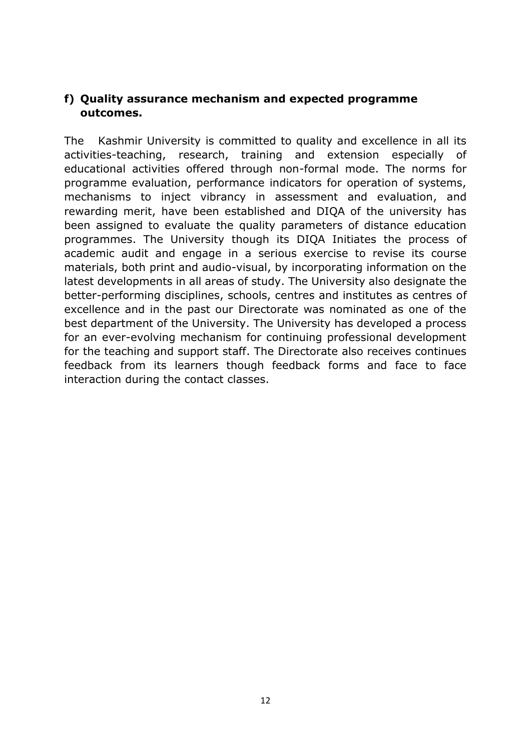**f) Quality assurance mechanism and expected programme outcomes.**

The Kashmir University is committed to quality and excellence in all its activities-teaching, research, training and extension especially of educational activities offered through non-formal mode. The norms for programme evaluation, performance indicators for operation of systems, mechanisms to inject vibrancy in assessment and evaluation, and rewarding merit, have been established and DIQA of the university has been assigned to evaluate the quality parameters of distance education programmes. The University though its DIQA Initiates the process of academic audit and engage in a serious exercise to revise its course materials, both print and audio-visual, by incorporating information on the latest developments in all areas of study. The University also designate the better-performing disciplines, schools, centres and institutes as centres of excellence and in the past our Directorate was nominated as one of the best department of the University. The University has developed a process for an ever-evolving mechanism for continuing professional development for the teaching and support staff. The Directorate also receives continues feedback from its learners though feedback forms and face to face interaction during the contact classes.